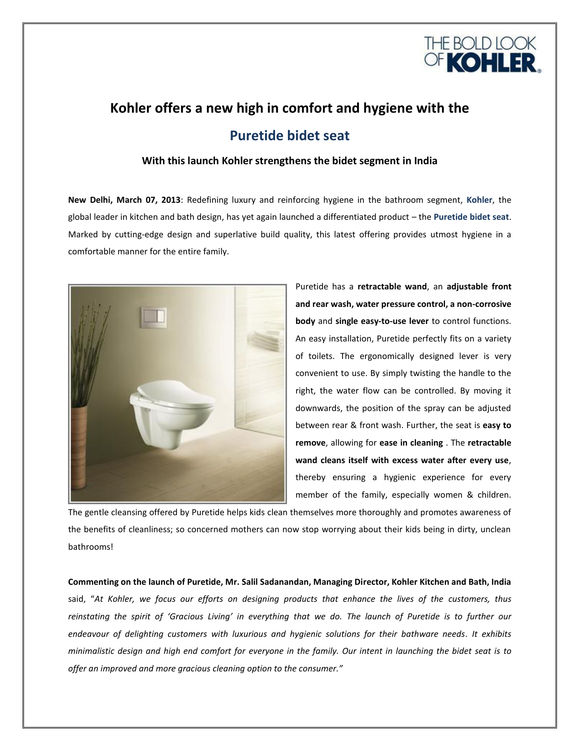THE BOLD LOOK OF **KOHLER**

# Kohler offers a new high in comfort and hygiene with the

# Puretide bidet seat

### With this launch Kohler strengthens the bidet segment in India

**New Delhi, March 07, 2013**: Redefining luxury and reinforcing hygiene in the bathroom segment, **Kohler**, the global leader in kitchen and bath design, has yet again launched a differentiated product – the **Puretide bidet seat**. Marked by cutting-edge design and superlative build quality, this latest offering provides utmost hygiene in a comfortable manner for the entire family.

Puretide has a **retractable wand**, an **adjustable front and rear wash, water pressure control, a non-corrosive body** and **single easy-to-use lever** to control functions. An easy installation, Puretide perfectly fits on a variety of toilets. The ergonomically designed lever is very convenient to use. By simply twisting the handle to the right, the water flow can be controlled. By moving it downwards, the position of the spray can be adjusted between rear & front wash. Further, the seat is **easy to remove**, allowing for **ease in cleaning** . The **retractable wand cleans itself with excess water after every use**, thereby ensuring a hygienic experience for every member of the family, especially women & children. The gentle cleansing offered by Puretide helps kids clean themselves more thoroughly and promotes awareness of the benefits of cleanliness; so concerned mothers can now stop worrying about their kids being in dirty, unclean bathrooms!

**Commenting on the launch of Puretide, Mr. Salil Sadanandan, Managing Director, Kohler Kitchen and Bath, India** said, "*At Kohler, we focus our efforts on designing products that enhance the lives of the customers, thus reinstating the spirit of 'Gracious Living' in everything that we do. The launch of Puretide is to further our endeavour of delighting customers with luxurious and hygienic solutions for their bathware needs. It exhibits minimalistic design and high end comfort for everyone in the family. Our intent in launching the bidet seat is to offer an improved and more gracious cleaning option to the consumer.*"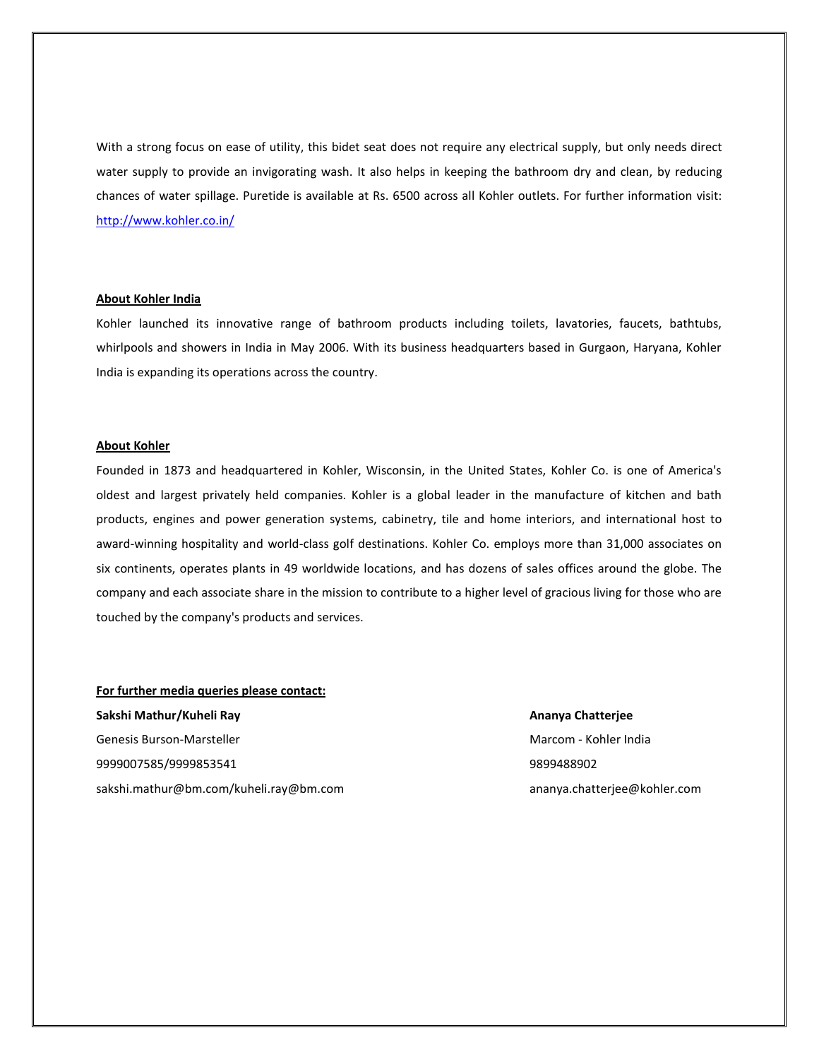With a strong focus on ease of utility, this bidet seat does not require any electrical supply, but only needs direct water supply to provide an invigorating wash. It also helps in keeping the bathroom dry and clean, by reducing chances of water spillage. Puretide is available at Rs. 6500 across all Kohler outlets. For further information visit: http://www.kohler.co.in/

**About Kohler India**

Kohler launched its innovative range of bathroom products including toilets, lavatories, faucets, bathtubs, whirlpools and showers in India in May 2006. With its business headquarters based in Gurgaon, Haryana, Kohler India is expanding its operations across the country.

**About Kohler**

Founded in 1873 and headquartered in Kohler, Wisconsin, in the United States, Kohler Co. is one of America's oldest and largest privately held companies. Kohler is a global leader in the manufacture of kitchen and bath products, engines and power generation systems, cabinetry, tile and home interiors, and international host to award-winning hospitality and world-class golf destinations. Kohler Co. employs more than 31,000 associates on six continents, operates plants in 49 worldwide locations, and has dozens of sales offices around the globe. The company and each associate share in the mission to contribute to a higher level of gracious living for those who are touched by the company's products and services.

**For further media queries please contact:**

**Sakshi Mathur/Kuheli Ray**
Genesis Burson-Marsteller
9999007585/9999853541
sakshi.mathur@bm.com/kuheli.ray@bm.com

**Ananya Chatterjee**
Marcom - Kohler India
9899488902
ananya.chatterjee@kohler.com